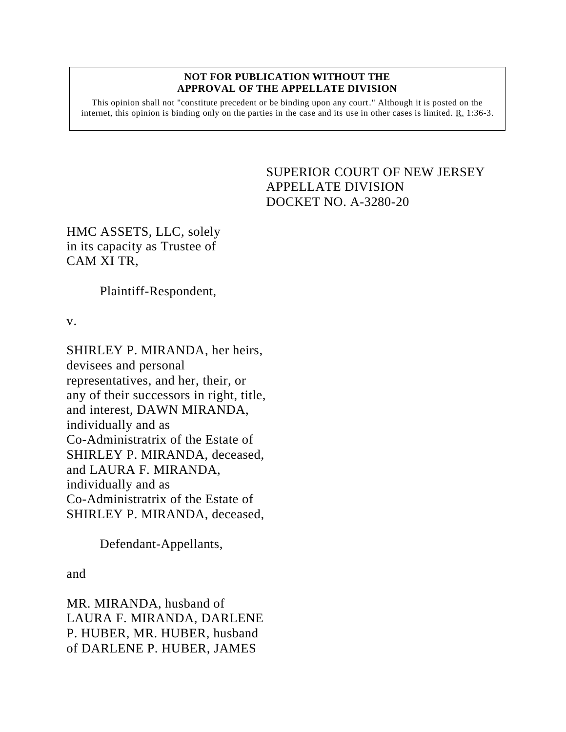**NOT FOR PUBLICATION WITHOUT THE APPROVAL OF THE APPELLATE DIVISION**

This opinion shall not "constitute precedent or be binding upon any court." Although it is posted on the internet, this opinion is binding only on the parties in the case and its use in other cases is limited. R. 1:36-3.

SUPERIOR COURT OF NEW JERSEY
APPELLATE DIVISION
DOCKET NO. A-3280-20

HMC ASSETS, LLC, solely in its capacity as Trustee of CAM XI TR,

Plaintiff-Respondent,

v.

SHIRLEY P. MIRANDA, her heirs, devisees and personal representatives, and her, their, or any of their successors in right, title, and interest, DAWN MIRANDA, individually and as Co-Administratrix of the Estate of SHIRLEY P. MIRANDA, deceased, and LAURA F. MIRANDA, individually and as Co-Administratrix of the Estate of SHIRLEY P. MIRANDA, deceased,

Defendant-Appellants,

and

MR. MIRANDA, husband of LAURA F. MIRANDA, DARLENE P. HUBER, MR. HUBER, husband of DARLENE P. HUBER, JAMES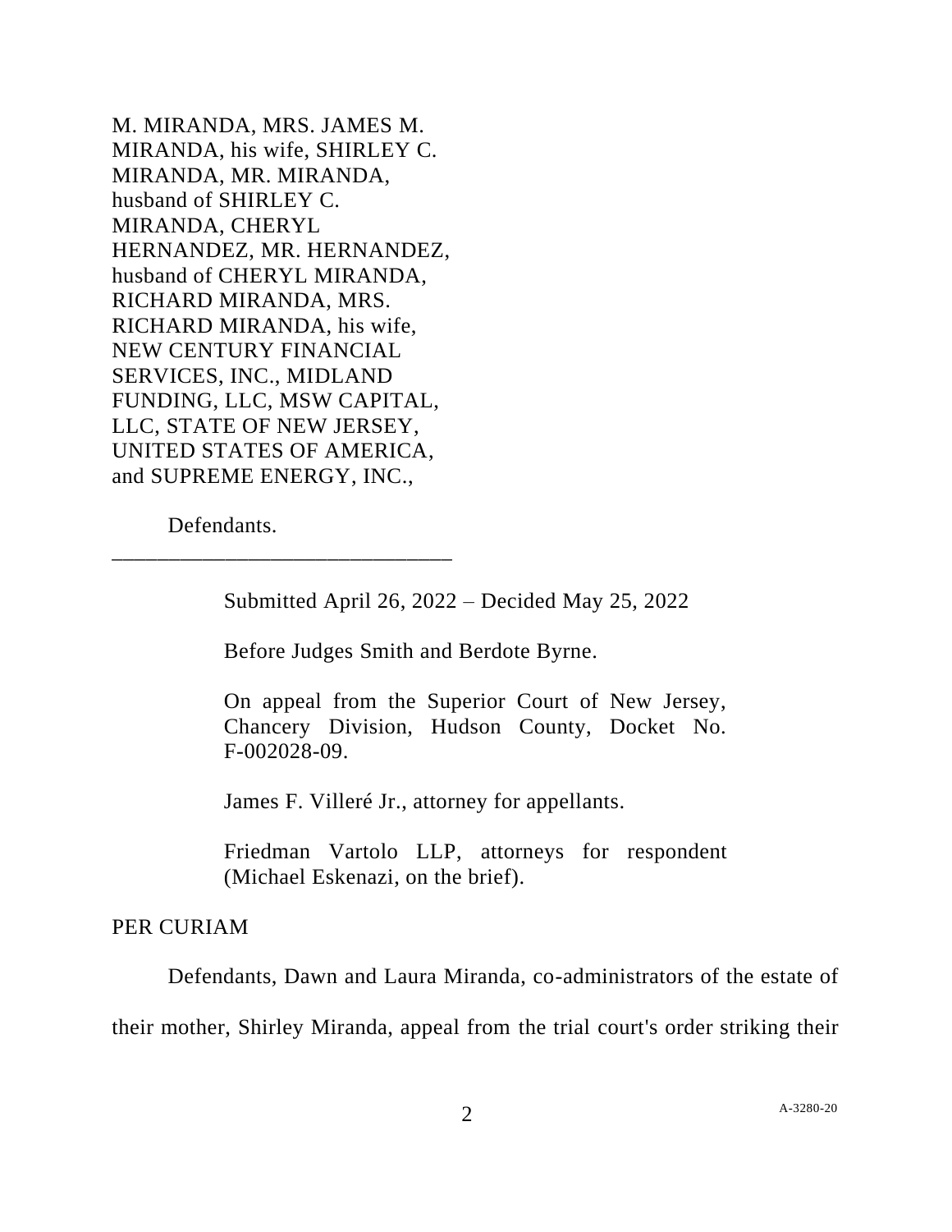M. MIRANDA, MRS. JAMES M. MIRANDA, his wife, SHIRLEY C. MIRANDA, MR. MIRANDA, husband of SHIRLEY C. MIRANDA, CHERYL HERNANDEZ, MR. HERNANDEZ, husband of CHERYL MIRANDA, RICHARD MIRANDA, MRS. RICHARD MIRANDA, his wife, NEW CENTURY FINANCIAL SERVICES, INC., MIDLAND FUNDING, LLC, MSW CAPITAL, LLC, STATE OF NEW JERSEY, UNITED STATES OF AMERICA, and SUPREME ENERGY, INC.,

Defendants.

_______________________________

Submitted April 26, 2022 – Decided May 25, 2022

Before Judges Smith and Berdote Byrne.

On appeal from the Superior Court of New Jersey, Chancery Division, Hudson County, Docket No. F-002028-09.

James F. Villeré Jr., attorney for appellants.

Friedman Vartolo LLP, attorneys for respondent (Michael Eskenazi, on the brief).

PER CURIAM

Defendants, Dawn and Laura Miranda, co-administrators of the estate of their mother, Shirley Miranda, appeal from the trial court's order striking their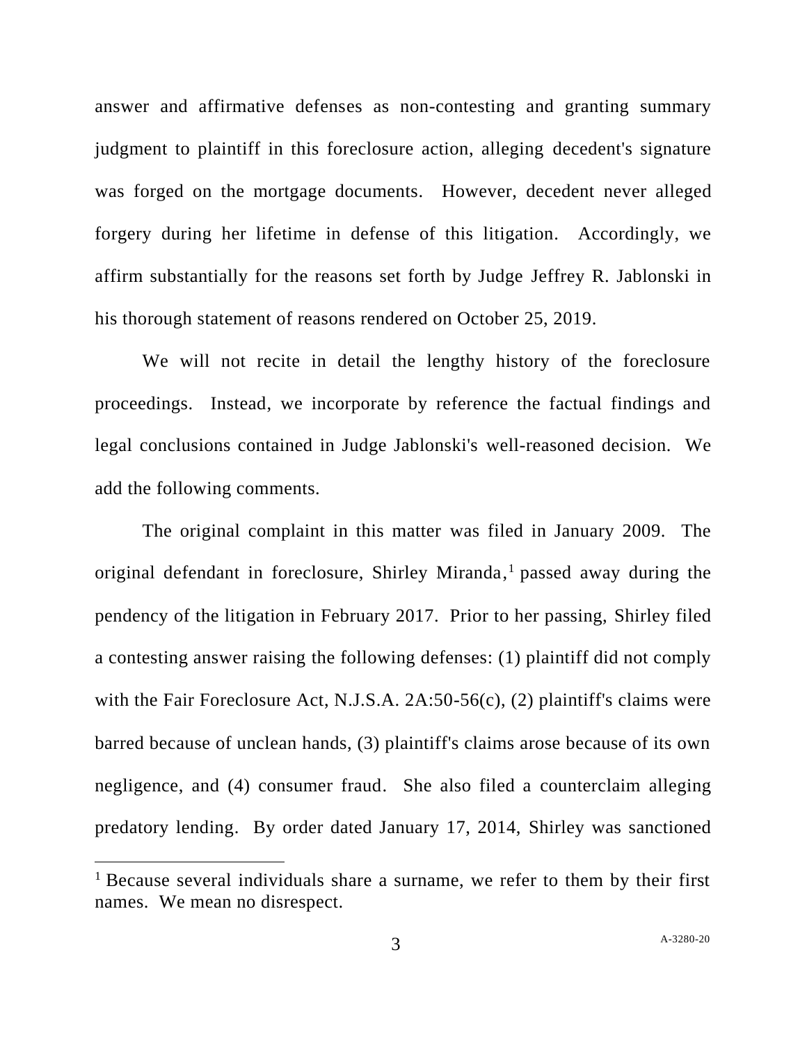answer and affirmative defenses as non-contesting and granting summary judgment to plaintiff in this foreclosure action, alleging decedent's signature was forged on the mortgage documents. However, decedent never alleged forgery during her lifetime in defense of this litigation. Accordingly, we affirm substantially for the reasons set forth by Judge Jeffrey R. Jablonski in his thorough statement of reasons rendered on October 25, 2019.

We will not recite in detail the lengthy history of the foreclosure proceedings. Instead, we incorporate by reference the factual findings and legal conclusions contained in Judge Jablonski's well-reasoned decision. We add the following comments.

The original complaint in this matter was filed in January 2009. The original defendant in foreclosure, Shirley Miranda,[1] passed away during the pendency of the litigation in February 2017. Prior to her passing, Shirley filed a contesting answer raising the following defenses: (1) plaintiff did not comply with the Fair Foreclosure Act, N.J.S.A. 2A:50-56(c), (2) plaintiff's claims were barred because of unclean hands, (3) plaintiff's claims arose because of its own negligence, and (4) consumer fraud. She also filed a counterclaim alleging predatory lending. By order dated January 17, 2014, Shirley was sanctioned

[1] Because several individuals share a surname, we refer to them by their first names. We mean no disrespect.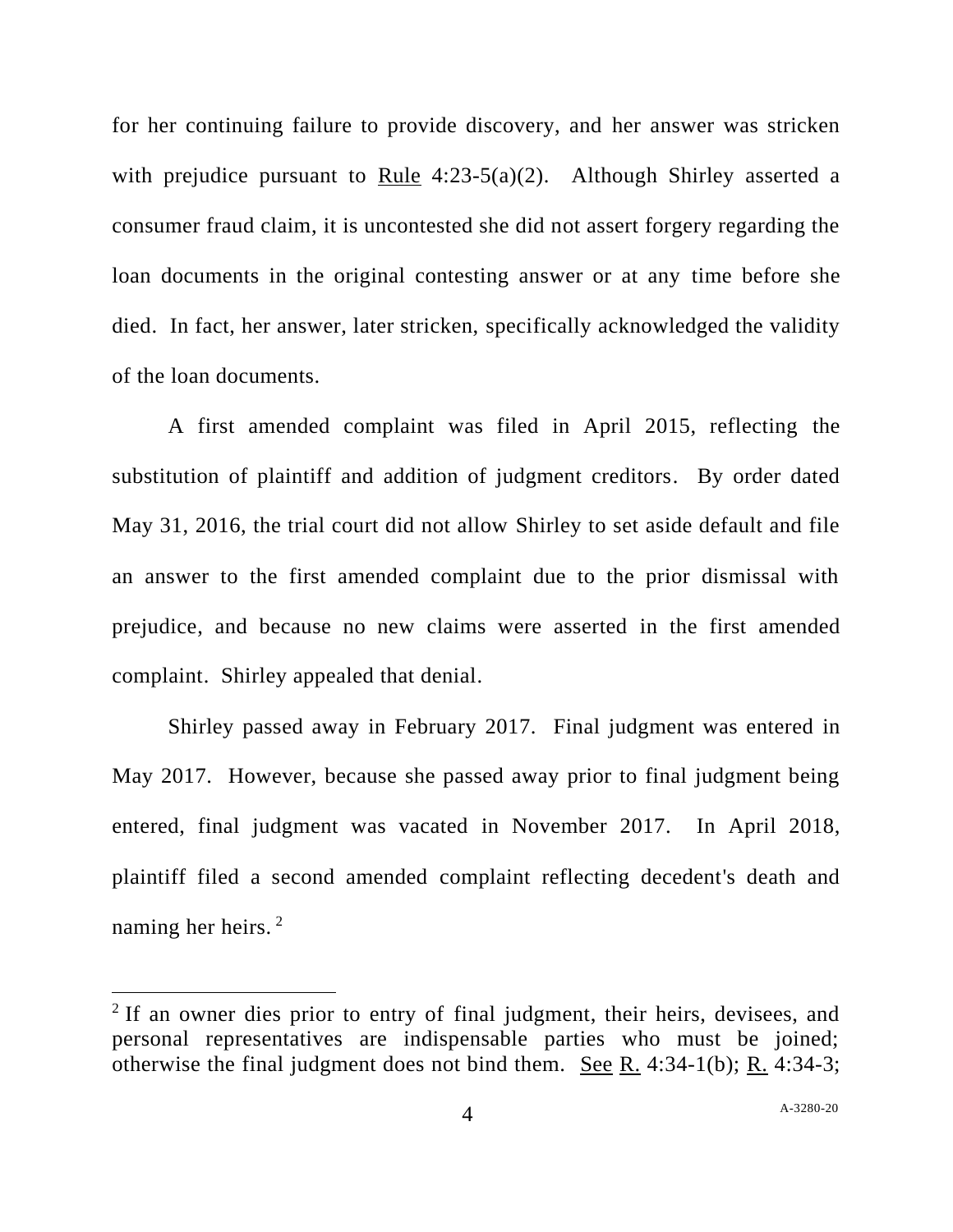for her continuing failure to provide discovery, and her answer was stricken with prejudice pursuant to Rule 4:23-5(a)(2). Although Shirley asserted a consumer fraud claim, it is uncontested she did not assert forgery regarding the loan documents in the original contesting answer or at any time before she died. In fact, her answer, later stricken, specifically acknowledged the validity of the loan documents.

A first amended complaint was filed in April 2015, reflecting the substitution of plaintiff and addition of judgment creditors. By order dated May 31, 2016, the trial court did not allow Shirley to set aside default and file an answer to the first amended complaint due to the prior dismissal with prejudice, and because no new claims were asserted in the first amended complaint. Shirley appealed that denial.

Shirley passed away in February 2017. Final judgment was entered in May 2017. However, because she passed away prior to final judgment being entered, final judgment was vacated in November 2017. In April 2018, plaintiff filed a second amended complaint reflecting decedent's death and naming her heirs. [2]

---

[2] If an owner dies prior to entry of final judgment, their heirs, devisees, and personal representatives are indispensable parties who must be joined; otherwise the final judgment does not bind them. See R. 4:34-1(b); R. 4:34-3;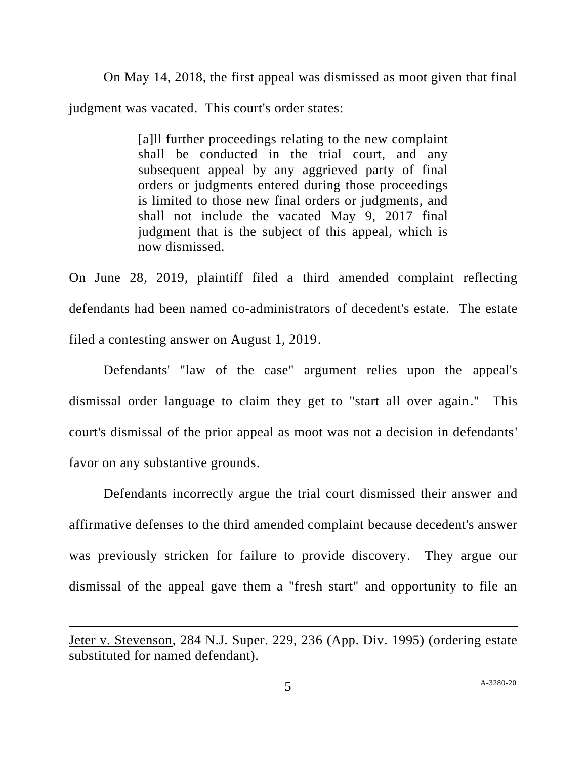On May 14, 2018, the first appeal was dismissed as moot given that final judgment was vacated. This court's order states:

> [a]ll further proceedings relating to the new complaint shall be conducted in the trial court, and any subsequent appeal by any aggrieved party of final orders or judgments entered during those proceedings is limited to those new final orders or judgments, and shall not include the vacated May 9, 2017 final judgment that is the subject of this appeal, which is now dismissed.

On June 28, 2019, plaintiff filed a third amended complaint reflecting defendants had been named co-administrators of decedent's estate. The estate filed a contesting answer on August 1, 2019.

Defendants' "law of the case" argument relies upon the appeal's dismissal order language to claim they get to "start all over again." This court's dismissal of the prior appeal as moot was not a decision in defendants' favor on any substantive grounds.

Defendants incorrectly argue the trial court dismissed their answer and affirmative defenses to the third amended complaint because decedent's answer was previously stricken for failure to provide discovery. They argue our dismissal of the appeal gave them a "fresh start" and opportunity to file an

---

Jeter v. Stevenson, 284 N.J. Super. 229, 236 (App. Div. 1995) (ordering estate substituted for named defendant).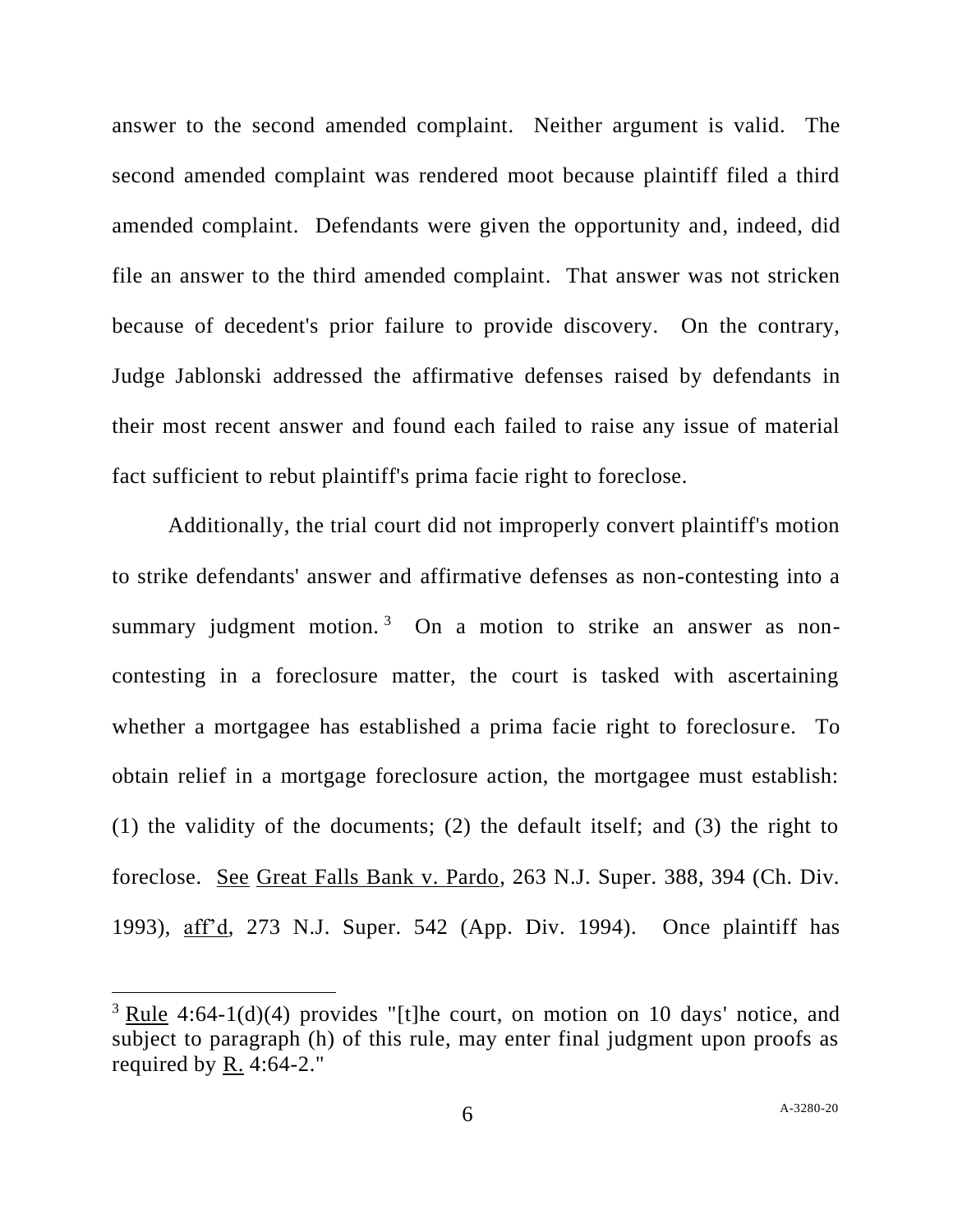answer to the second amended complaint. Neither argument is valid. The second amended complaint was rendered moot because plaintiff filed a third amended complaint. Defendants were given the opportunity and, indeed, did file an answer to the third amended complaint. That answer was not stricken because of decedent's prior failure to provide discovery. On the contrary, Judge Jablonski addressed the affirmative defenses raised by defendants in their most recent answer and found each failed to raise any issue of material fact sufficient to rebut plaintiff's prima facie right to foreclose.

Additionally, the trial court did not improperly convert plaintiff's motion to strike defendants' answer and affirmative defenses as non-contesting into a summary judgment motion.[3] On a motion to strike an answer as non-contesting in a foreclosure matter, the court is tasked with ascertaining whether a mortgagee has established a prima facie right to foreclosure. To obtain relief in a mortgage foreclosure action, the mortgagee must establish: (1) the validity of the documents; (2) the default itself; and (3) the right to foreclose. See Great Falls Bank v. Pardo, 263 N.J. Super. 388, 394 (Ch. Div. 1993), aff'd, 273 N.J. Super. 542 (App. Div. 1994). Once plaintiff has

---

[3] Rule 4:64-1(d)(4) provides "[t]he court, on motion on 10 days' notice, and subject to paragraph (h) of this rule, may enter final judgment upon proofs as required by R. 4:64-2."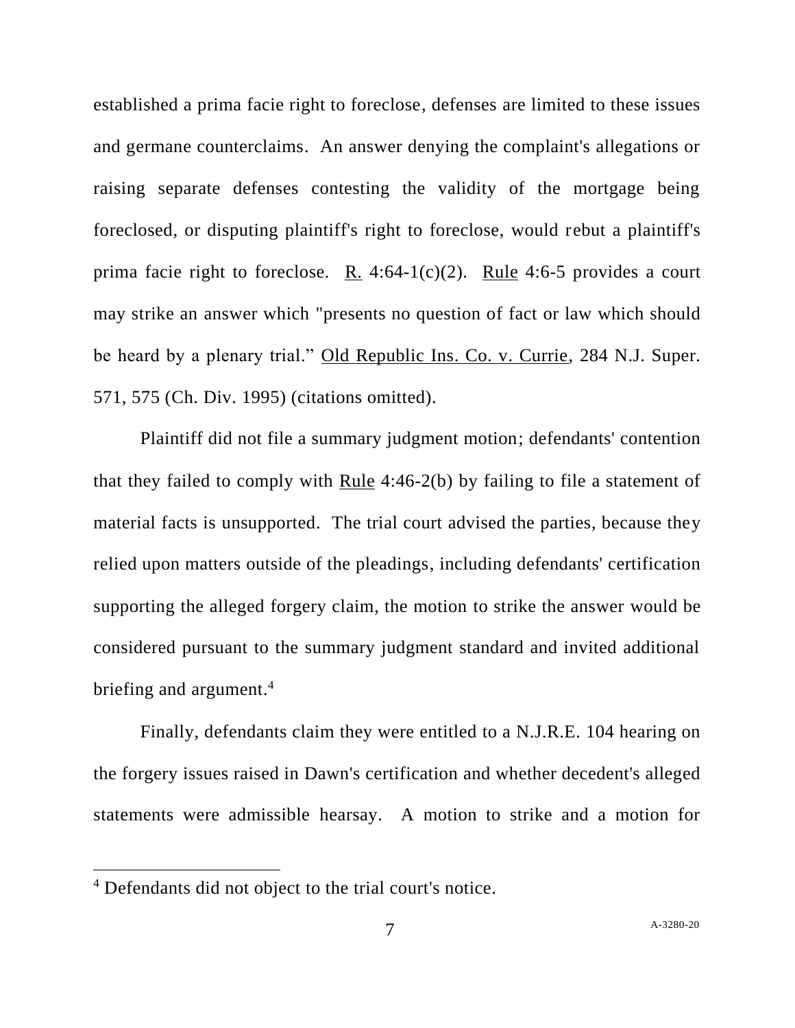established a prima facie right to foreclose, defenses are limited to these issues and germane counterclaims. An answer denying the complaint's allegations or raising separate defenses contesting the validity of the mortgage being foreclosed, or disputing plaintiff's right to foreclose, would rebut a plaintiff's prima facie right to foreclose. R. 4:64-1(c)(2). Rule 4:6-5 provides a court may strike an answer which "presents no question of fact or law which should be heard by a plenary trial." Old Republic Ins. Co. v. Currie, 284 N.J. Super. 571, 575 (Ch. Div. 1995) (citations omitted).

Plaintiff did not file a summary judgment motion; defendants' contention that they failed to comply with Rule 4:46-2(b) by failing to file a statement of material facts is unsupported. The trial court advised the parties, because they relied upon matters outside of the pleadings, including defendants' certification supporting the alleged forgery claim, the motion to strike the answer would be considered pursuant to the summary judgment standard and invited additional briefing and argument.[4]

Finally, defendants claim they were entitled to a N.J.R.E. 104 hearing on the forgery issues raised in Dawn's certification and whether decedent's alleged statements were admissible hearsay. A motion to strike and a motion for

[4] Defendants did not object to the trial court's notice.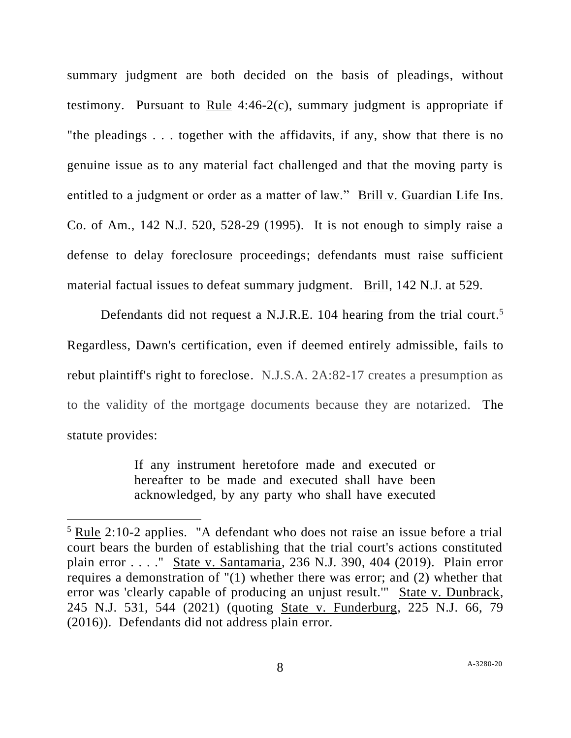summary judgment are both decided on the basis of pleadings, without testimony. Pursuant to Rule 4:46-2(c), summary judgment is appropriate if "the pleadings . . . together with the affidavits, if any, show that there is no genuine issue as to any material fact challenged and that the moving party is entitled to a judgment or order as a matter of law." Brill v. Guardian Life Ins. Co. of Am., 142 N.J. 520, 528-29 (1995). It is not enough to simply raise a defense to delay foreclosure proceedings; defendants must raise sufficient material factual issues to defeat summary judgment. Brill, 142 N.J. at 529.

Defendants did not request a N.J.R.E. 104 hearing from the trial court.[5] Regardless, Dawn's certification, even if deemed entirely admissible, fails to rebut plaintiff's right to foreclose. N.J.S.A. 2A:82-17 creates a presumption as to the validity of the mortgage documents because they are notarized. The statute provides:

> If any instrument heretofore made and executed or hereafter to be made and executed shall have been acknowledged, by any party who shall have executed

[5] Rule 2:10-2 applies. "A defendant who does not raise an issue before a trial court bears the burden of establishing that the trial court's actions constituted plain error . . . ." State v. Santamaria, 236 N.J. 390, 404 (2019). Plain error requires a demonstration of "(1) whether there was error; and (2) whether that error was 'clearly capable of producing an unjust result.'" State v. Dunbrack, 245 N.J. 531, 544 (2021) (quoting State v. Funderburg, 225 N.J. 66, 79 (2016)). Defendants did not address plain error.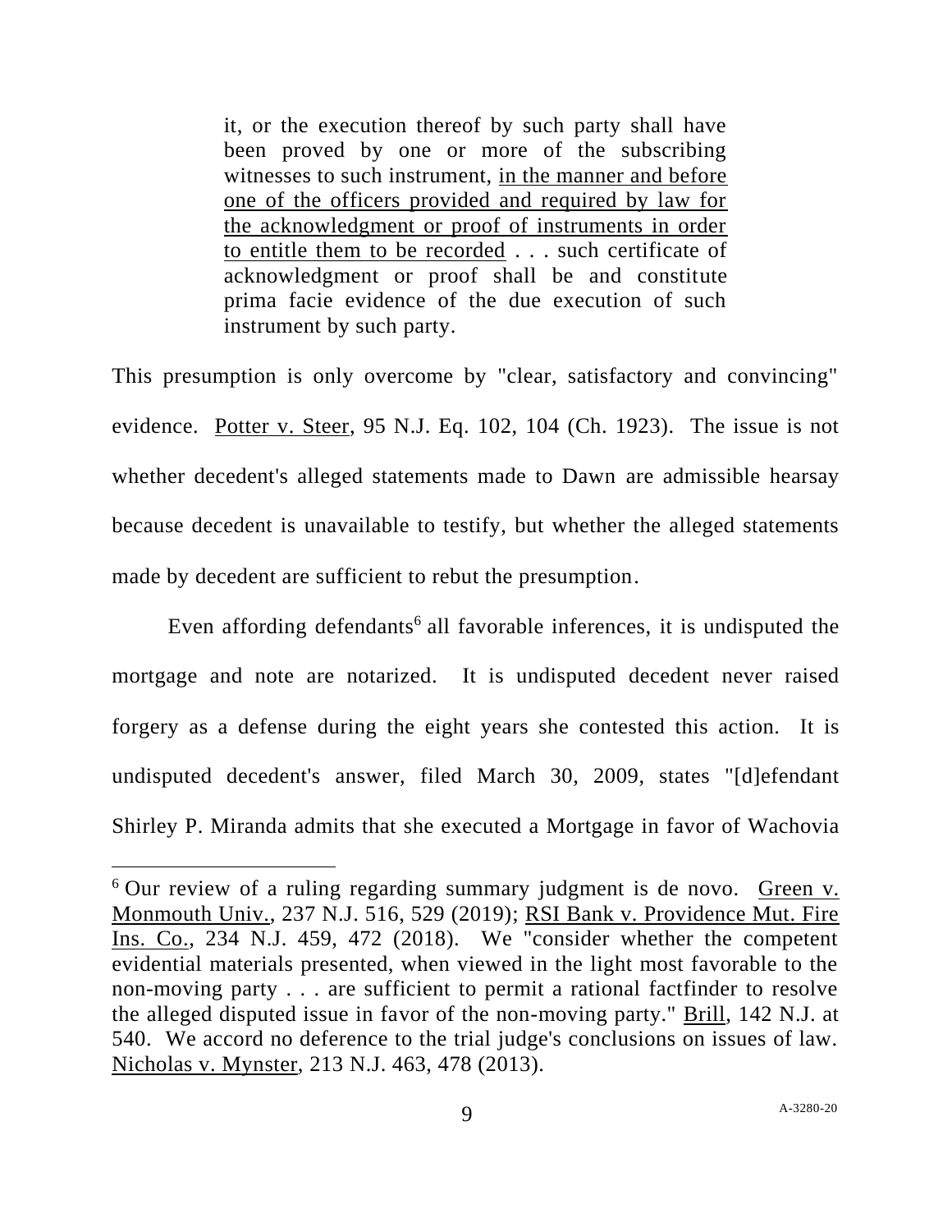> it, or the execution thereof by such party shall have been proved by one or more of the subscribing witnesses to such instrument, <u>in the manner and before one of the officers provided and required by law for the acknowledgment or proof of instruments in order to entitle them to be recorded</u> . . . such certificate of acknowledgment or proof shall be and constitute prima facie evidence of the due execution of such instrument by such party.

This presumption is only overcome by "clear, satisfactory and convincing" evidence. <u>Potter v. Steer</u>, 95 N.J. Eq. 102, 104 (Ch. 1923). The issue is not whether decedent's alleged statements made to Dawn are admissible hearsay because decedent is unavailable to testify, but whether the alleged statements made by decedent are sufficient to rebut the presumption.

Even affording defendants[6] all favorable inferences, it is undisputed the mortgage and note are notarized. It is undisputed decedent never raised forgery as a defense during the eight years she contested this action. It is undisputed decedent's answer, filed March 30, 2009, states "[d]efendant Shirley P. Miranda admits that she executed a Mortgage in favor of Wachovia

---

[6] Our review of a ruling regarding summary judgment is de novo. <u>Green v. Monmouth Univ.</u>, 237 N.J. 516, 529 (2019); <u>RSI Bank v. Providence Mut. Fire Ins. Co.</u>, 234 N.J. 459, 472 (2018). We "consider whether the competent evidential materials presented, when viewed in the light most favorable to the non-moving party . . . are sufficient to permit a rational factfinder to resolve the alleged disputed issue in favor of the non-moving party." <u>Brill</u>, 142 N.J. at 540. We accord no deference to the trial judge's conclusions on issues of law. <u>Nicholas v. Mynster</u>, 213 N.J. 463, 478 (2013).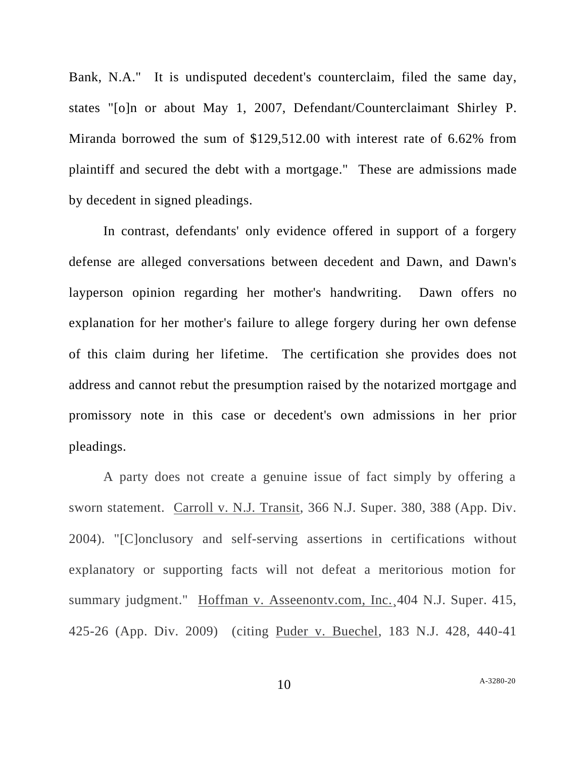Bank, N.A." It is undisputed decedent's counterclaim, filed the same day, states "[o]n or about May 1, 2007, Defendant/Counterclaimant Shirley P. Miranda borrowed the sum of $129,512.00 with interest rate of 6.62% from plaintiff and secured the debt with a mortgage." These are admissions made by decedent in signed pleadings.

In contrast, defendants' only evidence offered in support of a forgery defense are alleged conversations between decedent and Dawn, and Dawn's layperson opinion regarding her mother's handwriting. Dawn offers no explanation for her mother's failure to allege forgery during her own defense of this claim during her lifetime. The certification she provides does not address and cannot rebut the presumption raised by the notarized mortgage and promissory note in this case or decedent's own admissions in her prior pleadings.

A party does not create a genuine issue of fact simply by offering a sworn statement. Carroll v. N.J. Transit, 366 N.J. Super. 380, 388 (App. Div. 2004). "[C]onclusory and self-serving assertions in certifications without explanatory or supporting facts will not defeat a meritorious motion for summary judgment." Hoffman v. Asseenontv.com, Inc., 404 N.J. Super. 415, 425-26 (App. Div. 2009) (citing Puder v. Buechel, 183 N.J. 428, 440-41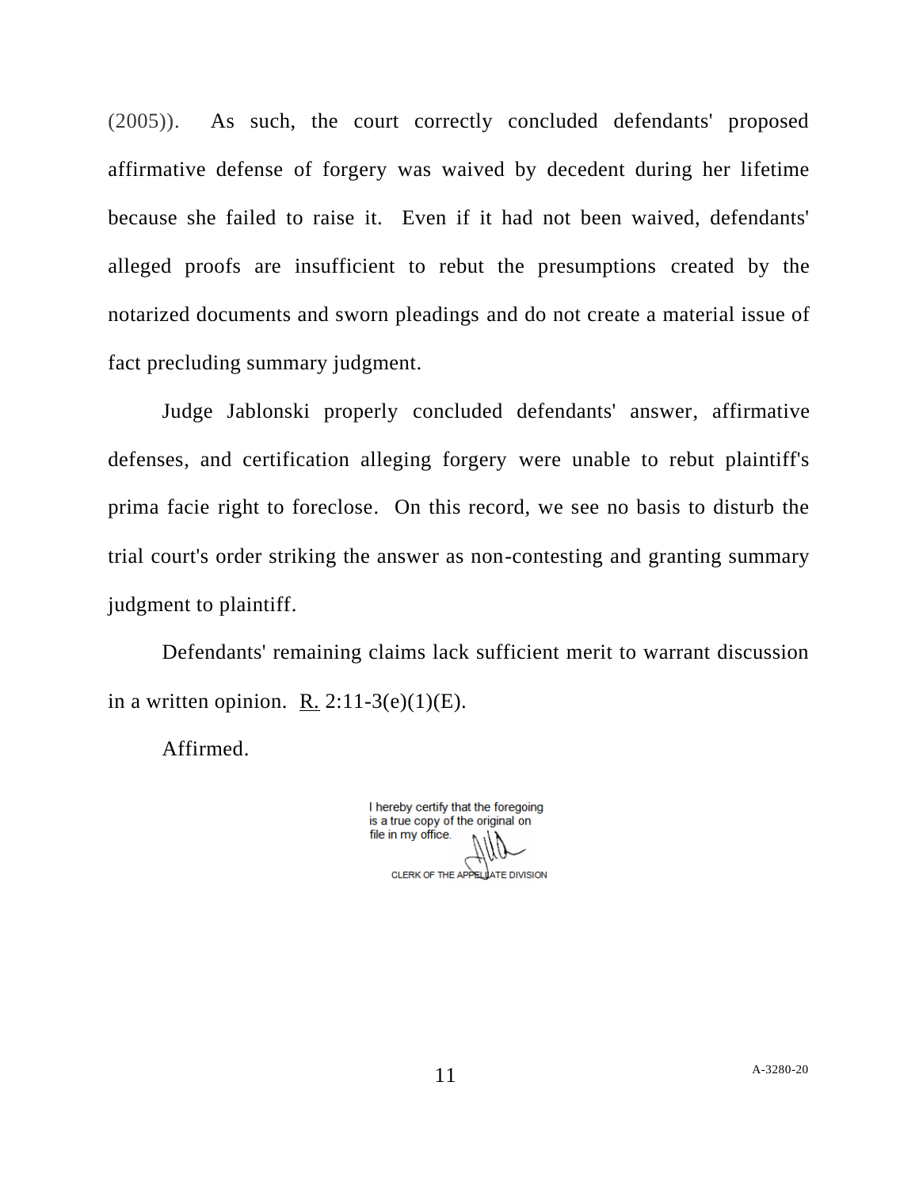(2005)). As such, the court correctly concluded defendants' proposed affirmative defense of forgery was waived by decedent during her lifetime because she failed to raise it. Even if it had not been waived, defendants' alleged proofs are insufficient to rebut the presumptions created by the notarized documents and sworn pleadings and do not create a material issue of fact precluding summary judgment.

Judge Jablonski properly concluded defendants' answer, affirmative defenses, and certification alleging forgery were unable to rebut plaintiff's prima facie right to foreclose. On this record, we see no basis to disturb the trial court's order striking the answer as non-contesting and granting summary judgment to plaintiff.

Defendants' remaining claims lack sufficient merit to warrant discussion in a written opinion. R. 2:11-3(e)(1)(E).

Affirmed.

I hereby certify that the foregoing is a true copy of the original on file in my office.

CLERK OF THE APPELLATE DIVISION